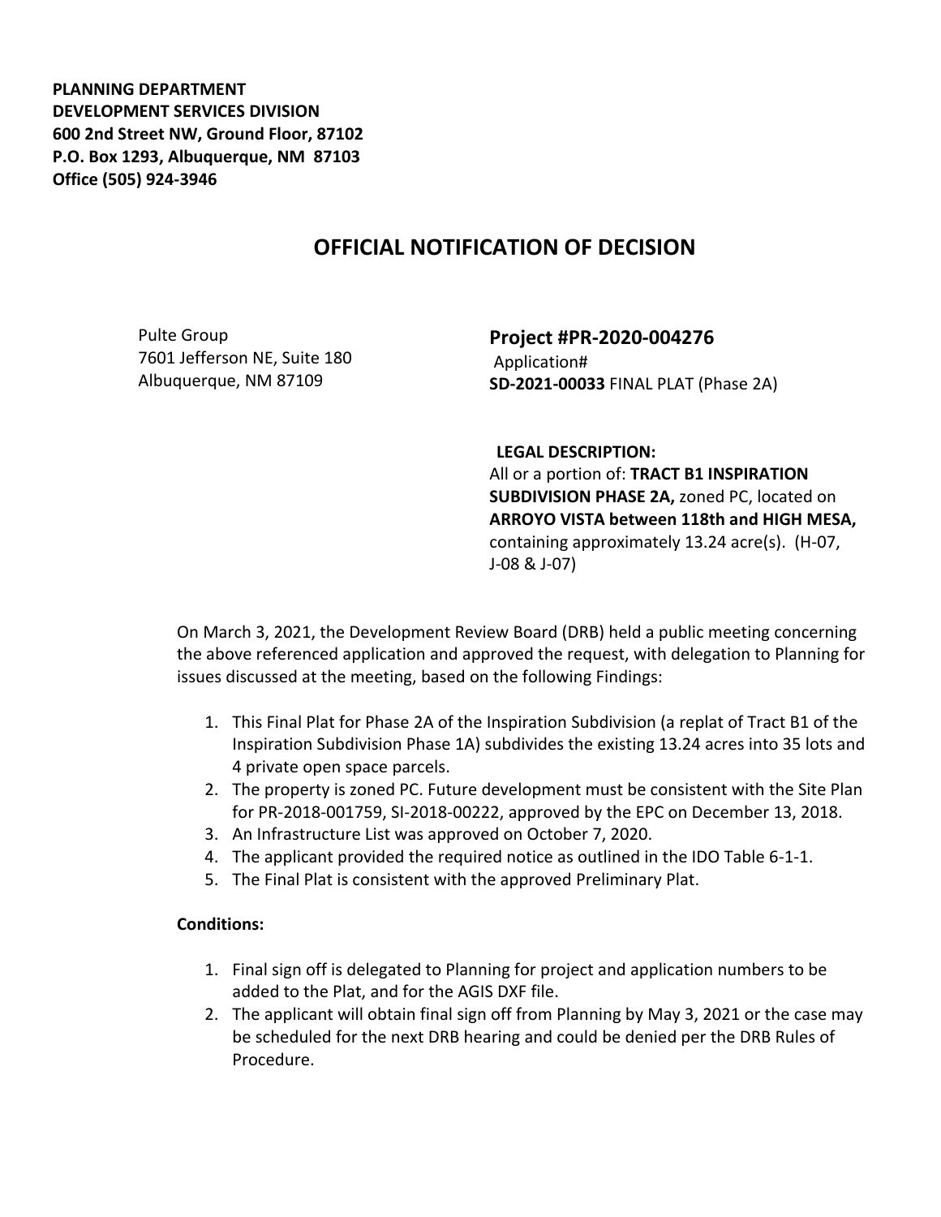**PLANNING DEPARTMENT**
**DEVELOPMENT SERVICES DIVISION**
**600 2nd Street NW, Ground Floor, 87102**
**P.O. Box 1293, Albuquerque, NM 87103**
**Office (505) 924-3946**

# OFFICIAL NOTIFICATION OF DECISION

Pulte Group
7601 Jefferson NE, Suite 180
Albuquerque, NM 87109

## Project #PR-2020-004276

Application#
**SD-2021-00033** FINAL PLAT (Phase 2A)

**LEGAL DESCRIPTION:**
All or a portion of: **TRACT B1 INSPIRATION SUBDIVISION PHASE 2A,** zoned PC, located on **ARROYO VISTA between 118th and HIGH MESA,** containing approximately 13.24 acre(s). (H-07, J-08 & J-07)

On March 3, 2021, the Development Review Board (DRB) held a public meeting concerning the above referenced application and approved the request, with delegation to Planning for issues discussed at the meeting, based on the following Findings:

1. This Final Plat for Phase 2A of the Inspiration Subdivision (a replat of Tract B1 of the Inspiration Subdivision Phase 1A) subdivides the existing 13.24 acres into 35 lots and 4 private open space parcels.
2. The property is zoned PC. Future development must be consistent with the Site Plan for PR-2018-001759, SI-2018-00222, approved by the EPC on December 13, 2018.
3. An Infrastructure List was approved on October 7, 2020.
4. The applicant provided the required notice as outlined in the IDO Table 6-1-1.
5. The Final Plat is consistent with the approved Preliminary Plat.

**Conditions:**

1. Final sign off is delegated to Planning for project and application numbers to be added to the Plat, and for the AGIS DXF file.
2. The applicant will obtain final sign off from Planning by May 3, 2021 or the case may be scheduled for the next DRB hearing and could be denied per the DRB Rules of Procedure.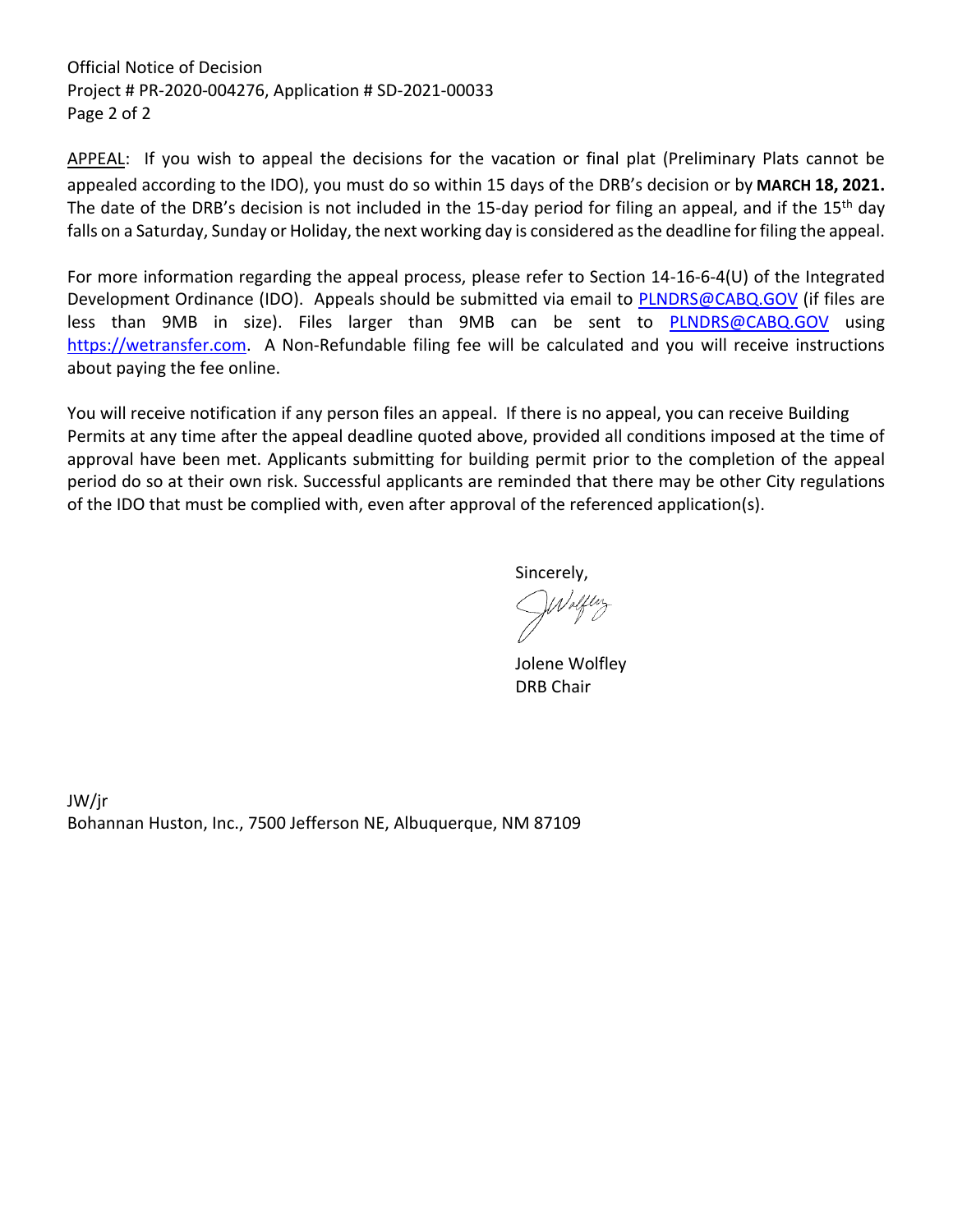APPEAL: If you wish to appeal the decisions for the vacation or final plat (Preliminary Plats cannot be appealed according to the IDO), you must do so within 15 days of the DRB's decision or by **MARCH 18, 2021.** The date of the DRB's decision is not included in the 15-day period for filing an appeal, and if the 15th day falls on a Saturday, Sunday or Holiday, the next working day is considered as the deadline for filing the appeal.

For more information regarding the appeal process, please refer to Section 14-16-6-4(U) of the Integrated Development Ordinance (IDO). Appeals should be submitted via email to PLNDRS@CABQ.GOV (if files are less than 9MB in size). Files larger than 9MB can be sent to PLNDRS@CABQ.GOV using https://wetransfer.com. A Non-Refundable filing fee will be calculated and you will receive instructions about paying the fee online.

You will receive notification if any person files an appeal. If there is no appeal, you can receive Building Permits at any time after the appeal deadline quoted above, provided all conditions imposed at the time of approval have been met. Applicants submitting for building permit prior to the completion of the appeal period do so at their own risk. Successful applicants are reminded that there may be other City regulations of the IDO that must be complied with, even after approval of the referenced application(s).

Sincerely,

Jolene Wolfley
DRB Chair

JW/jr
Bohannan Huston, Inc., 7500 Jefferson NE, Albuquerque, NM 87109